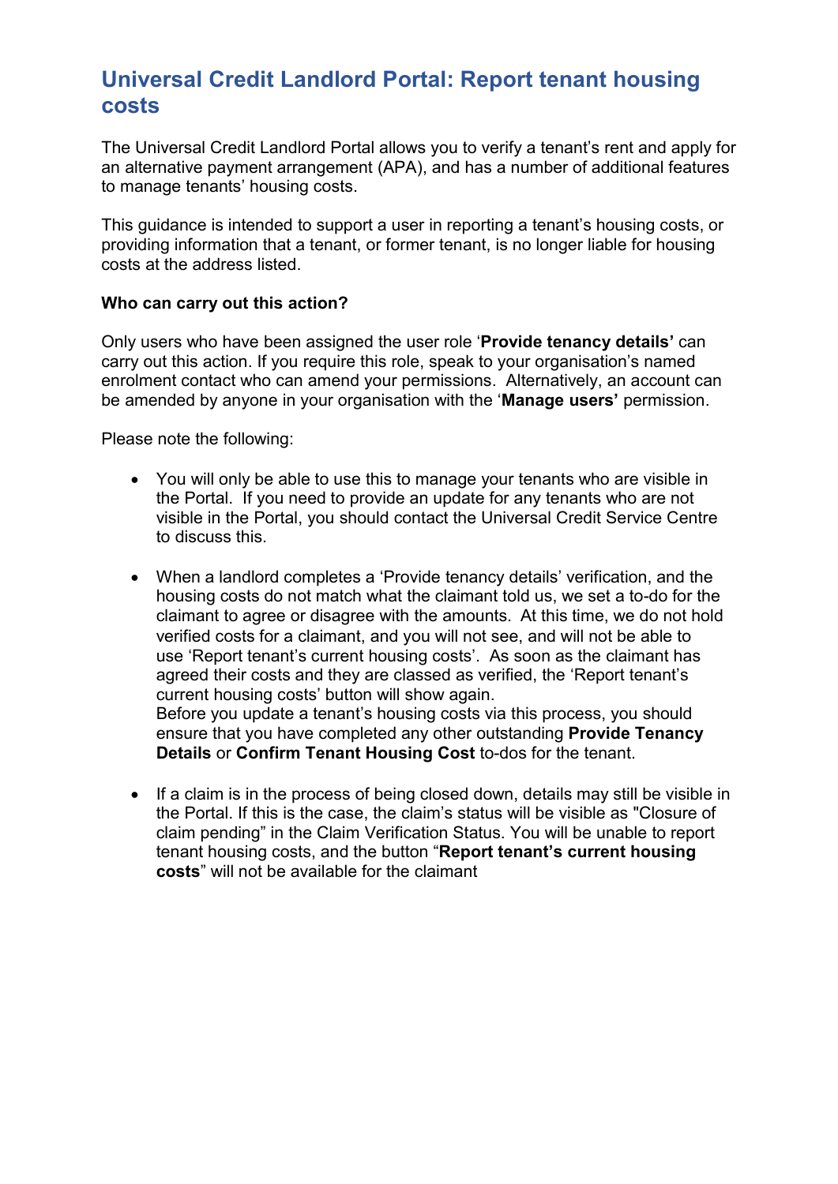# Universal Credit Landlord Portal: Report tenant housing costs

The Universal Credit Landlord Portal allows you to verify a tenant's rent and apply for an alternative payment arrangement (APA), and has a number of additional features to manage tenants' housing costs.

This guidance is intended to support a user in reporting a tenant's housing costs, or providing information that a tenant, or former tenant, is no longer liable for housing costs at the address listed.

**Who can carry out this action?**

Only users who have been assigned the user role '**Provide tenancy details'** can carry out this action. If you require this role, speak to your organisation's named enrolment contact who can amend your permissions. Alternatively, an account can be amended by anyone in your organisation with the '**Manage users'** permission.

Please note the following:

- You will only be able to use this to manage your tenants who are visible in the Portal. If you need to provide an update for any tenants who are not visible in the Portal, you should contact the Universal Credit Service Centre to discuss this.

- When a landlord completes a 'Provide tenancy details' verification, and the housing costs do not match what the claimant told us, we set a to-do for the claimant to agree or disagree with the amounts. At this time, we do not hold verified costs for a claimant, and you will not see, and will not be able to use 'Report tenant's current housing costs'. As soon as the claimant has agreed their costs and they are classed as verified, the 'Report tenant's current housing costs' button will show again.
  Before you update a tenant's housing costs via this process, you should ensure that you have completed any other outstanding **Provide Tenancy Details** or **Confirm Tenant Housing Cost** to-dos for the tenant.

- If a claim is in the process of being closed down, details may still be visible in the Portal. If this is the case, the claim's status will be visible as "Closure of claim pending" in the Claim Verification Status. You will be unable to report tenant housing costs, and the button "**Report tenant's current housing costs**" will not be available for the claimant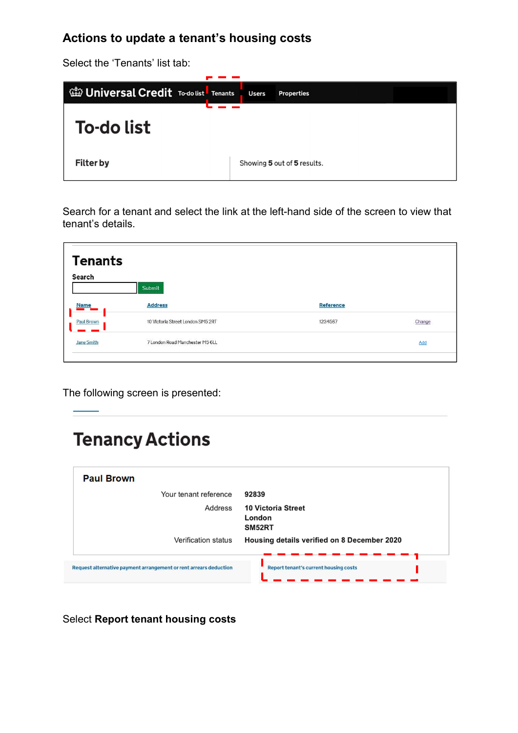## Actions to update a tenant's housing costs

Select the 'Tenants' list tab:

Search for a tenant and select the link at the left-hand side of the screen to view that tenant's details.

The following screen is presented:

Select **Report tenant housing costs**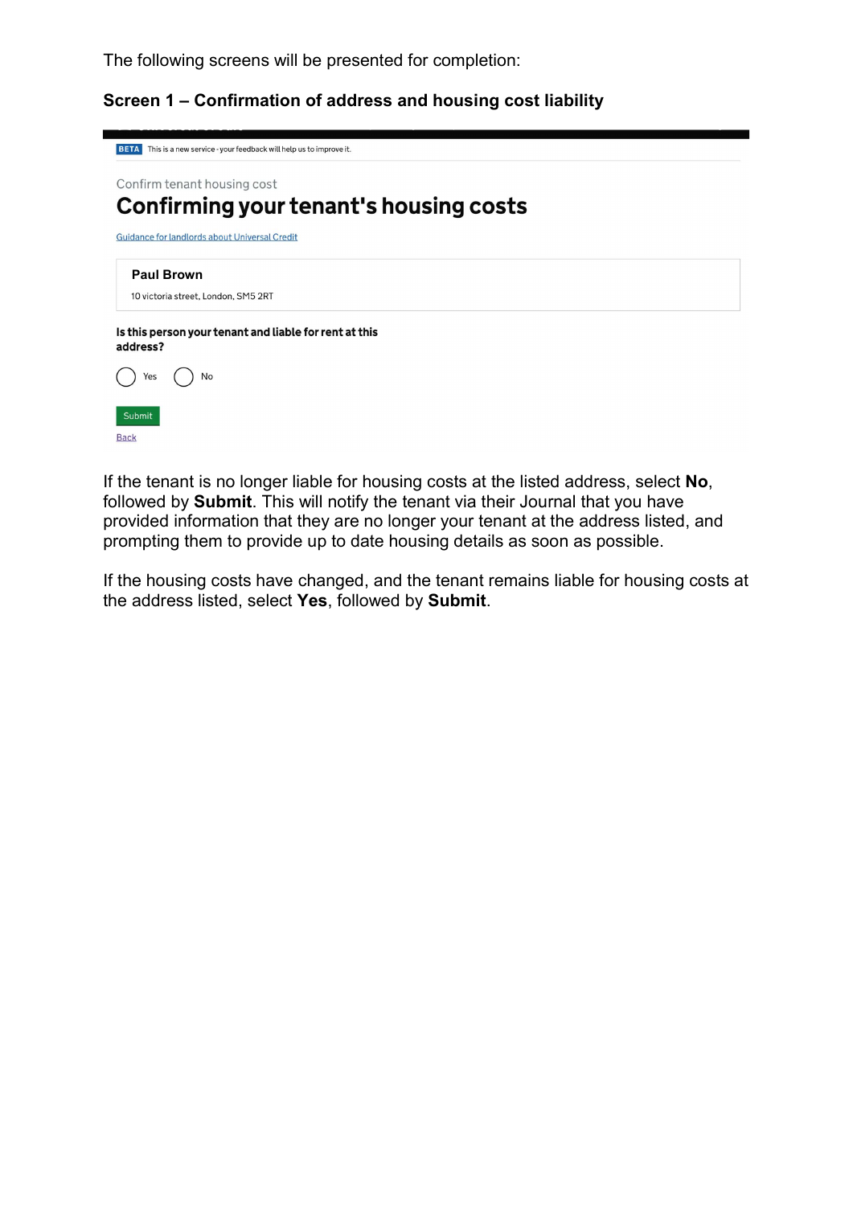The following screens will be presented for completion:

### Screen 1 – Confirmation of address and housing cost liability

BETA This is a new service - your feedback will help us to improve it.

Confirm tenant housing cost

## Confirming your tenant's housing costs

Guidance for landlords about Universal Credit

**Paul Brown**

10 victoria street, London, SM5 2RT

**Is this person your tenant and liable for rent at this address?**

Yes No

Submit

Back

If the tenant is no longer liable for housing costs at the listed address, select **No**, followed by **Submit**. This will notify the tenant via their Journal that you have provided information that they are no longer your tenant at the address listed, and prompting them to provide up to date housing details as soon as possible.

If the housing costs have changed, and the tenant remains liable for housing costs at the address listed, select **Yes**, followed by **Submit**.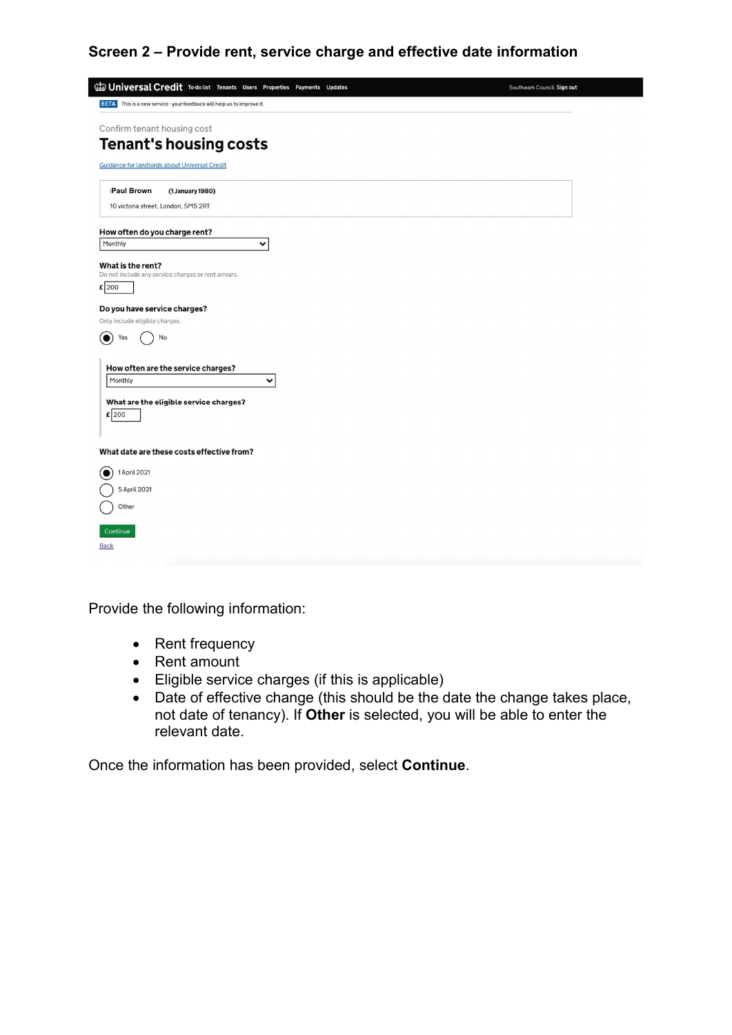### Screen 2 – Provide rent, service charge and effective date information

Universal Credit To-do list Tenants Users Properties Payments Updates Southwark Council: Sign out

BETA This is a new service - your feedback will help us to improve it.

Confirm tenant housing cost

## Tenant's housing costs

Guidance for landlords about Universal Credit

Paul Brown (1 January 1980)

10 victoria street, London, SM5 2RT

**How often do you charge rent?**

Monthly

**What is the rent?**

Do not include any service charges or rent arrears.

£ 200

**Do you have service charges?**

Only include eligible charges.

(•) Yes ( ) No

**How often are the service charges?**

Monthly

**What are the eligible service charges?**

£ 200

**What date are these costs effective from?**

(•) 1 April 2021

( ) 5 April 2021

( ) Other

Continue

Back

Provide the following information:

- Rent frequency
- Rent amount
- Eligible service charges (if this is applicable)
- Date of effective change (this should be the date the change takes place, not date of tenancy). If **Other** is selected, you will be able to enter the relevant date.

Once the information has been provided, select **Continue**.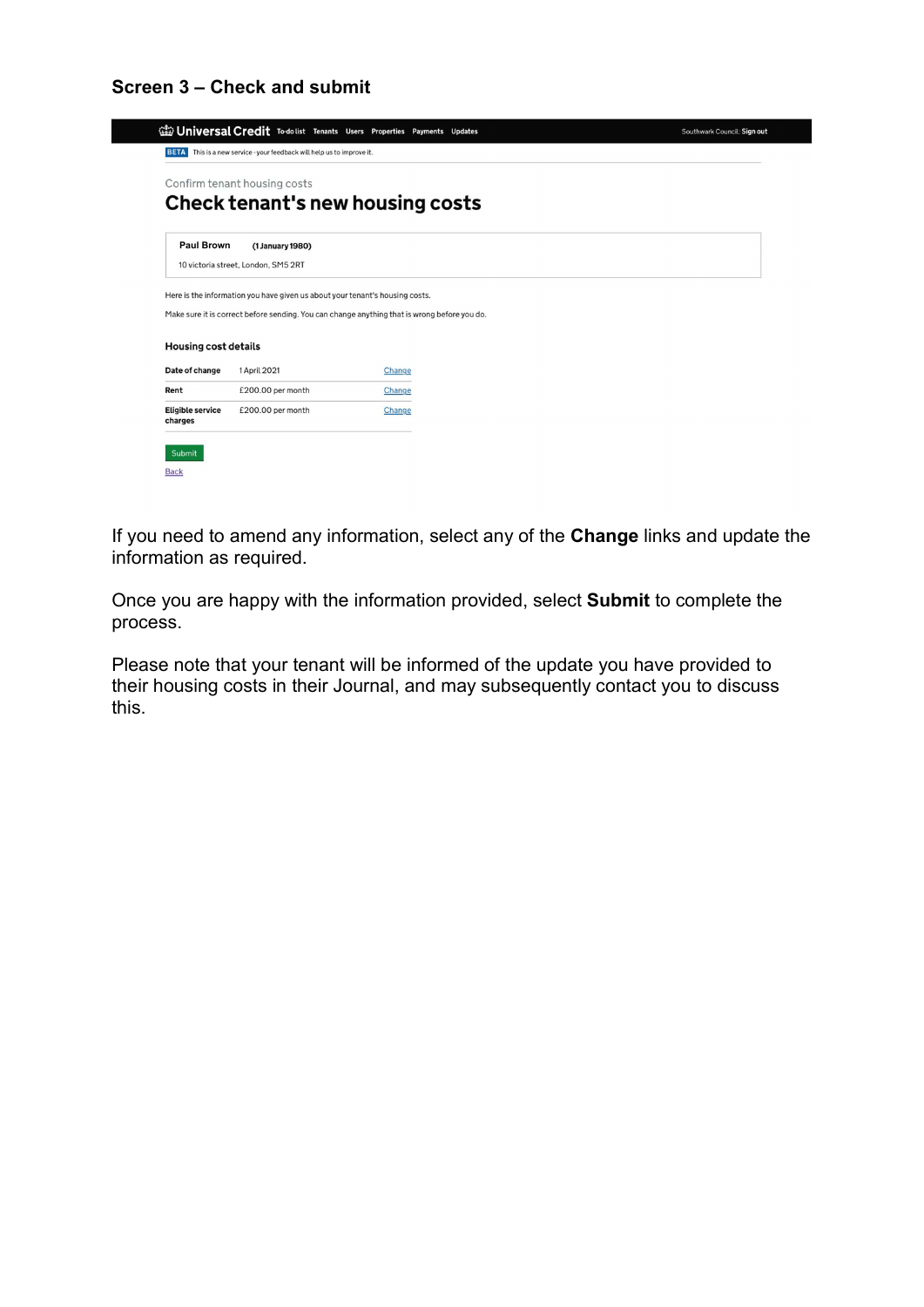### Screen 3 – Check and submit

Universal Credit To-do list Tenants Users Properties Payments Updates Southwark Council: Sign out

BETA This is a new service - your feedback will help us to improve it.

Confirm tenant housing costs

## Check tenant's new housing costs

**Paul Brown** (1 January 1980)

10 victoria street, London, SM5 2RT

Here is the information you have given us about your tenant's housing costs.

Make sure it is correct before sending. You can change anything that is wrong before you do.

**Housing cost details**

| | | |
|---|---|---|
| **Date of change** | 1 April 2021 | Change |
| **Rent** | £200.00 per month | Change |
| **Eligible service charges** | £200.00 per month | Change |

Submit

Back

If you need to amend any information, select any of the **Change** links and update the information as required.

Once you are happy with the information provided, select **Submit** to complete the process.

Please note that your tenant will be informed of the update you have provided to their housing costs in their Journal, and may subsequently contact you to discuss this.